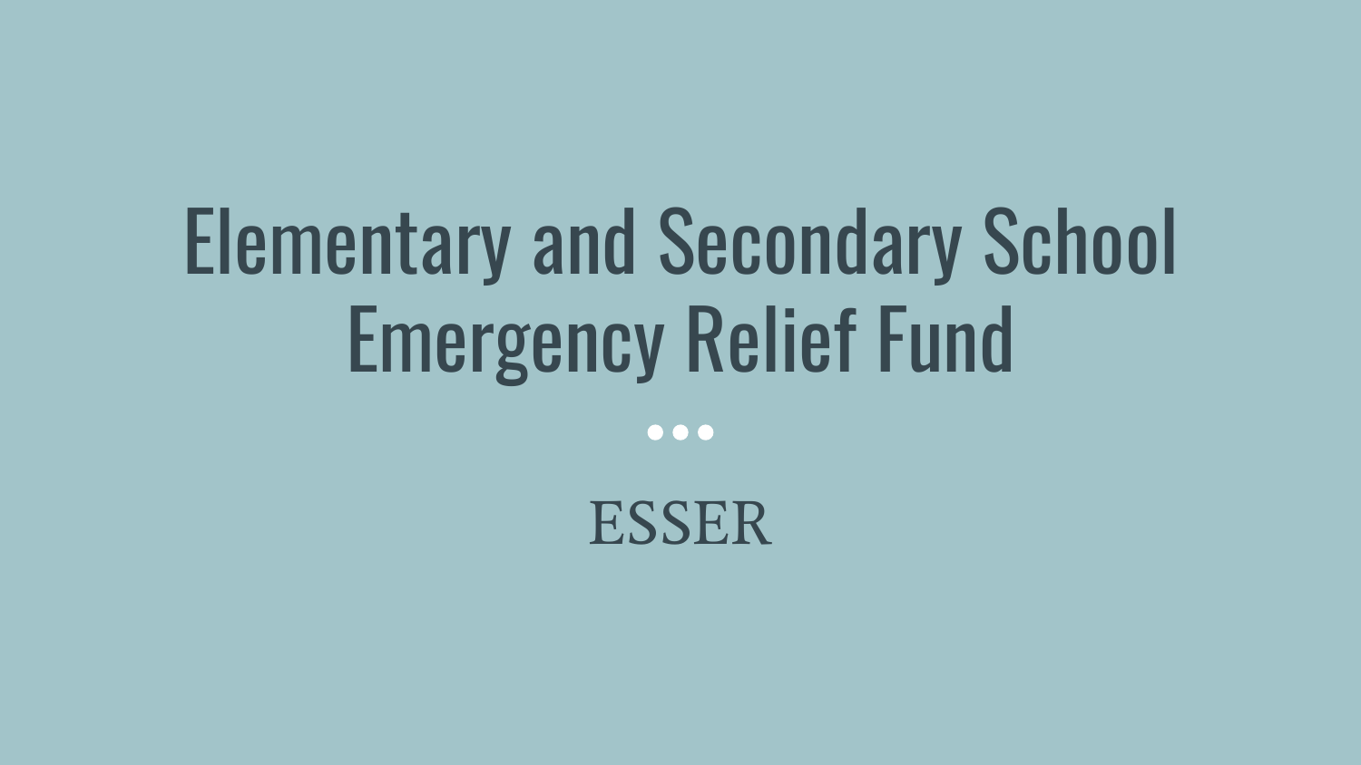# Elementary and Secondary School Emergency Relief Fund

ESSER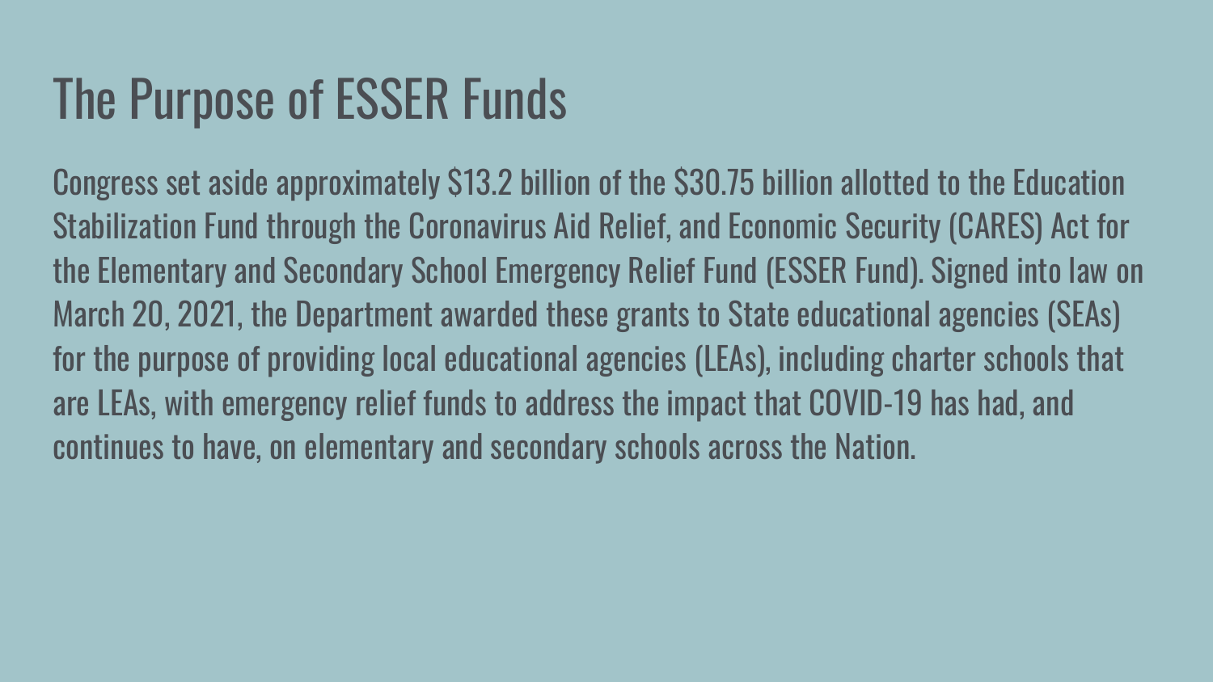# The Purpose of ESSER Funds

Congress set aside approximately $13.2 billion of the $30.75 billion allotted to the Education Stabilization Fund through the Coronavirus Aid Relief, and Economic Security (CARES) Act for the Elementary and Secondary School Emergency Relief Fund (ESSER Fund). Signed into law on March 20, 2021, the Department awarded these grants to State educational agencies (SEAs) for the purpose of providing local educational agencies (LEAs), including charter schools that are LEAs, with emergency relief funds to address the impact that COVID-19 has had, and continues to have, on elementary and secondary schools across the Nation.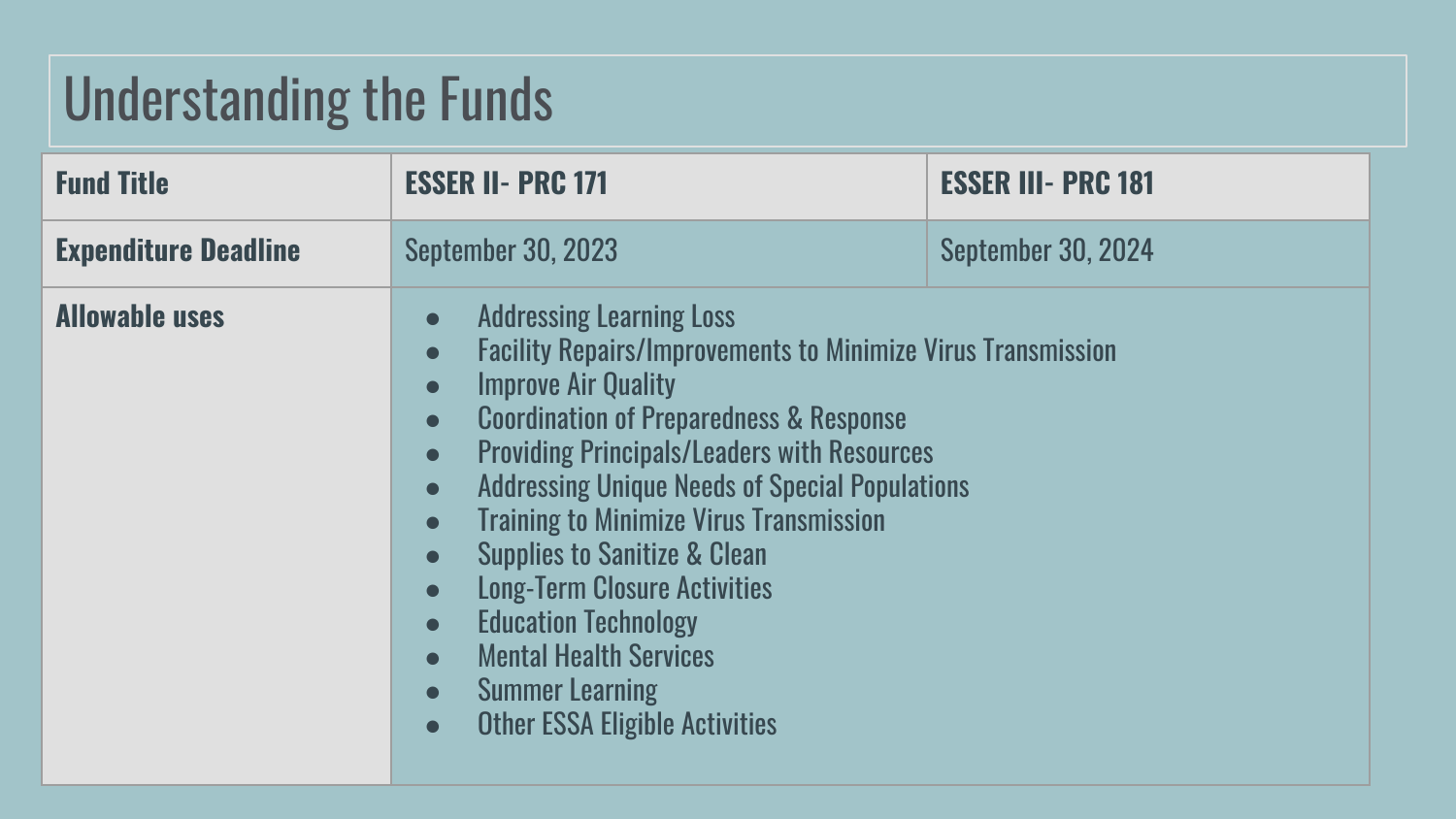# Understanding the Funds

| Fund Title | ESSER II- PRC 171 | ESSER III- PRC 181 |
|---|---|---|
| Expenditure Deadline | September 30, 2023 | September 30, 2024 |
| Allowable uses | • Addressing Learning Loss<br>• Facility Repairs/Improvements to Minimize Virus Transmission<br>• Improve Air Quality<br>• Coordination of Preparedness & Response<br>• Providing Principals/Leaders with Resources<br>• Addressing Unique Needs of Special Populations<br>• Training to Minimize Virus Transmission<br>• Supplies to Sanitize & Clean<br>• Long-Term Closure Activities<br>• Education Technology<br>• Mental Health Services<br>• Summer Learning<br>• Other ESSA Eligible Activities | |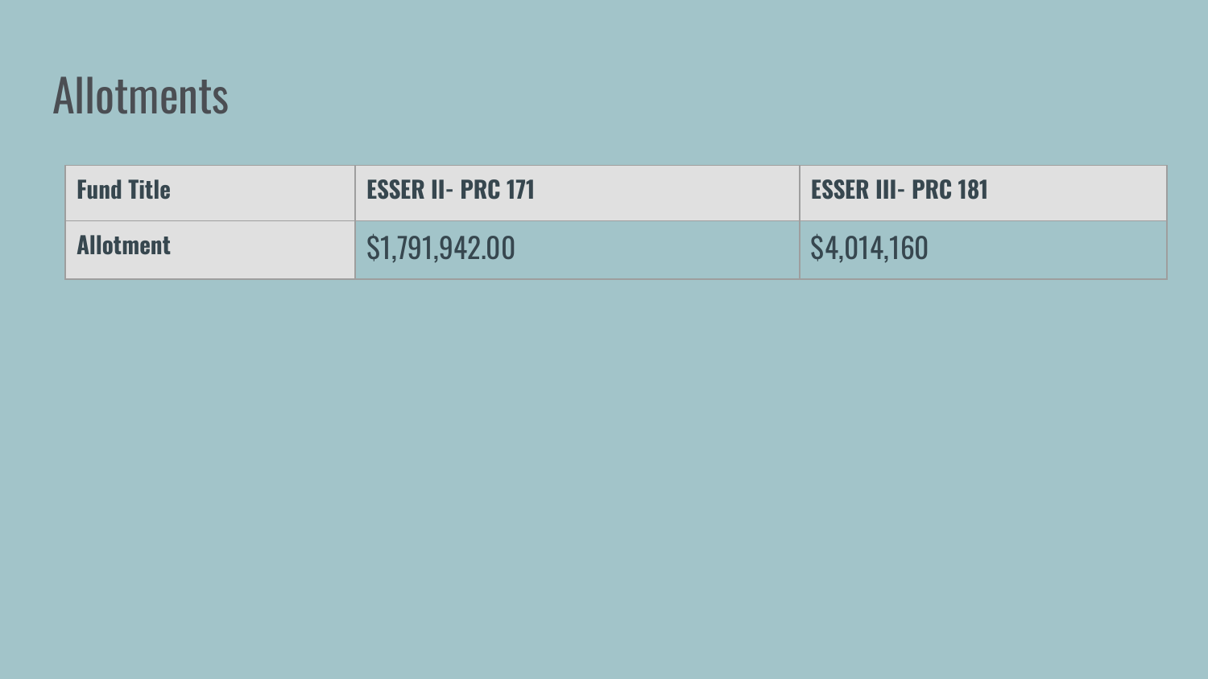# Allotments

| Fund Title | ESSER II- PRC 171 | ESSER III- PRC 181 |
| --- | --- | --- |
| **Allotment** | $1,791,942.00 | $4,014,160 |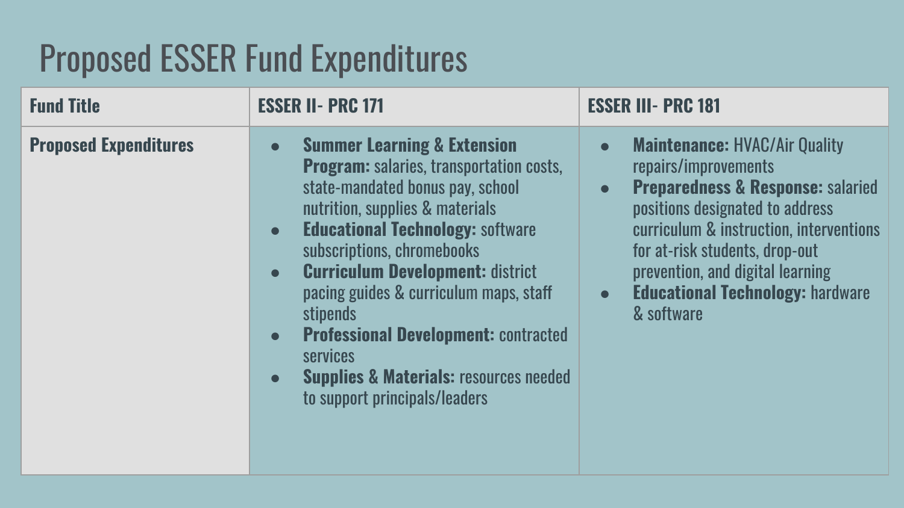# Proposed ESSER Fund Expenditures

| Fund Title | ESSER II- PRC 171 | ESSER III- PRC 181 |
|---|---|---|
| **Proposed Expenditures** | • **Summer Learning & Extension Program:** salaries, transportation costs, state-mandated bonus pay, school nutrition, supplies & materials<br>• **Educational Technology:** software subscriptions, chromebooks<br>• **Curriculum Development:** district pacing guides & curriculum maps, staff stipends<br>• **Professional Development:** contracted services<br>• **Supplies & Materials:** resources needed to support principals/leaders | • **Maintenance:** HVAC/Air Quality repairs/improvements<br>• **Preparedness & Response:** salaried positions designated to address curriculum & instruction, interventions for at-risk students, drop-out prevention, and digital learning<br>• **Educational Technology:** hardware & software |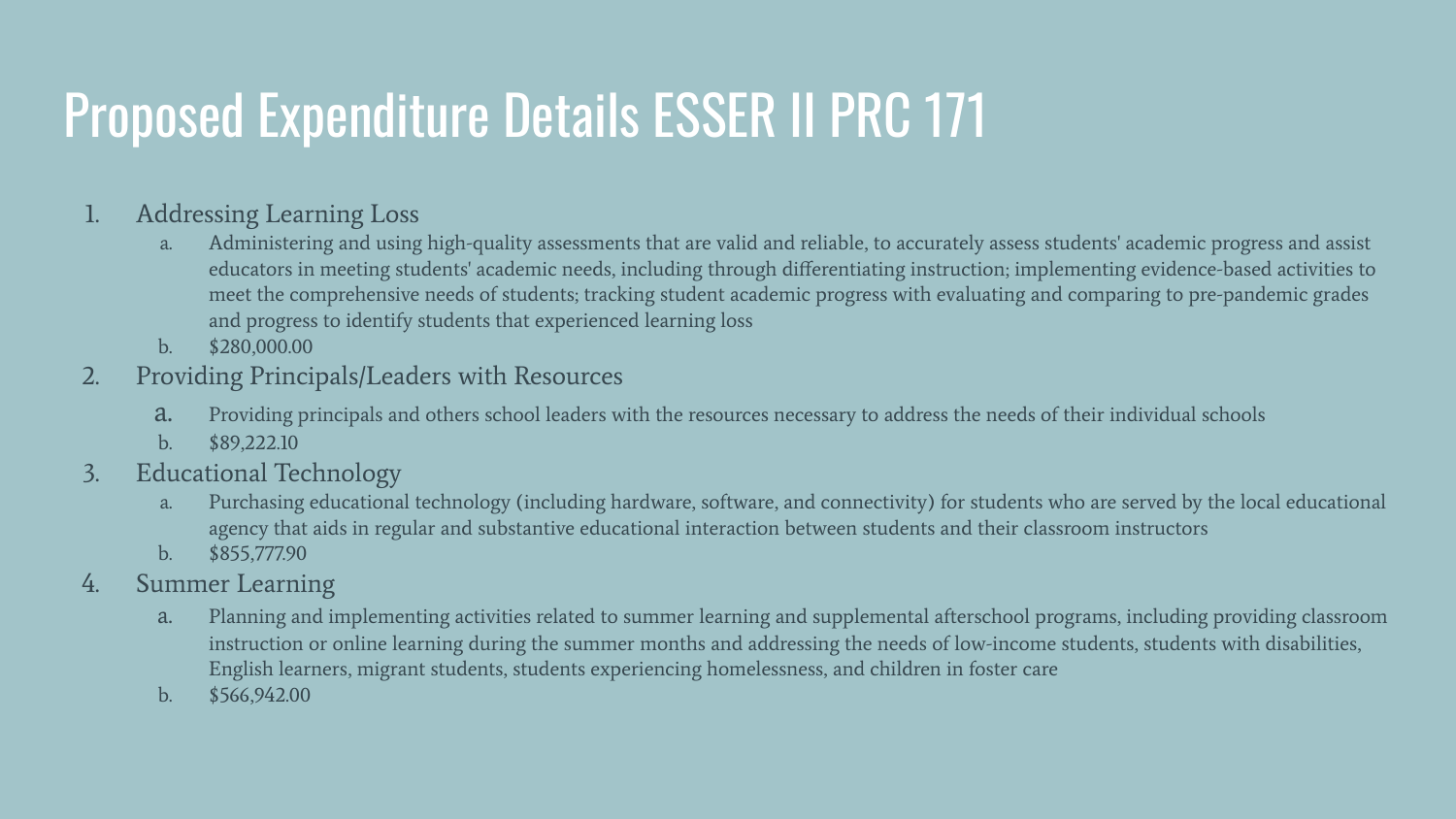# Proposed Expenditure Details ESSER II PRC 171

1. Addressing Learning Loss
   a. Administering and using high-quality assessments that are valid and reliable, to accurately assess students' academic progress and assist educators in meeting students' academic needs, including through differentiating instruction; implementing evidence-based activities to meet the comprehensive needs of students; tracking student academic progress with evaluating and comparing to pre-pandemic grades and progress to identify students that experienced learning loss
   b. $280,000.00
2. Providing Principals/Leaders with Resources
   a. Providing principals and others school leaders with the resources necessary to address the needs of their individual schools
   b. $89,222.10
3. Educational Technology
   a. Purchasing educational technology (including hardware, software, and connectivity) for students who are served by the local educational agency that aids in regular and substantive educational interaction between students and their classroom instructors
   b. $855,777.90
4. Summer Learning
   a. Planning and implementing activities related to summer learning and supplemental afterschool programs, including providing classroom instruction or online learning during the summer months and addressing the needs of low-income students, students with disabilities, English learners, migrant students, students experiencing homelessness, and children in foster care
   b. $566,942.00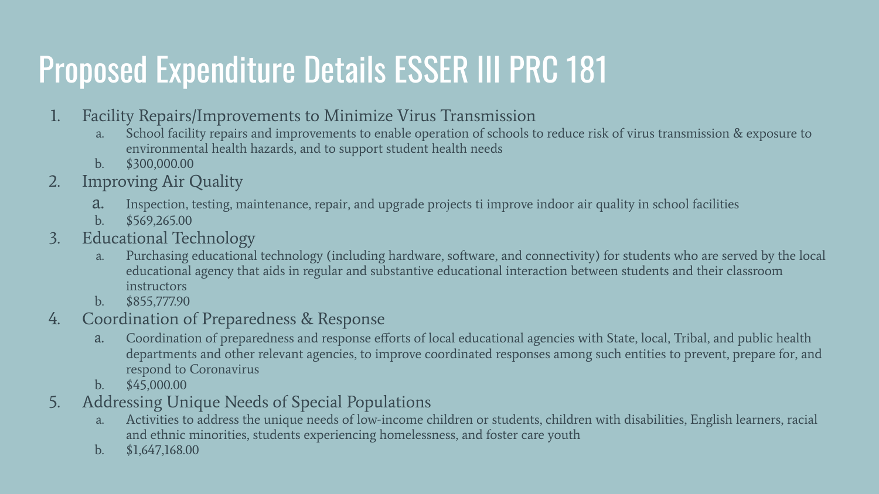# Proposed Expenditure Details ESSER III PRC 181

1. Facility Repairs/Improvements to Minimize Virus Transmission
    a. School facility repairs and improvements to enable operation of schools to reduce risk of virus transmission & exposure to environmental health hazards, and to support student health needs
    b. $300,000.00
2. Improving Air Quality
    a. Inspection, testing, maintenance, repair, and upgrade projects ti improve indoor air quality in school facilities
    b. $569,265.00
3. Educational Technology
    a. Purchasing educational technology (including hardware, software, and connectivity) for students who are served by the local educational agency that aids in regular and substantive educational interaction between students and their classroom instructors
    b. $855,777.90
4. Coordination of Preparedness & Response
    a. Coordination of preparedness and response efforts of local educational agencies with State, local, Tribal, and public health departments and other relevant agencies, to improve coordinated responses among such entities to prevent, prepare for, and respond to Coronavirus
    b. $45,000.00
5. Addressing Unique Needs of Special Populations
    a. Activities to address the unique needs of low-income children or students, children with disabilities, English learners, racial and ethnic minorities, students experiencing homelessness, and foster care youth
    b. $1,647,168.00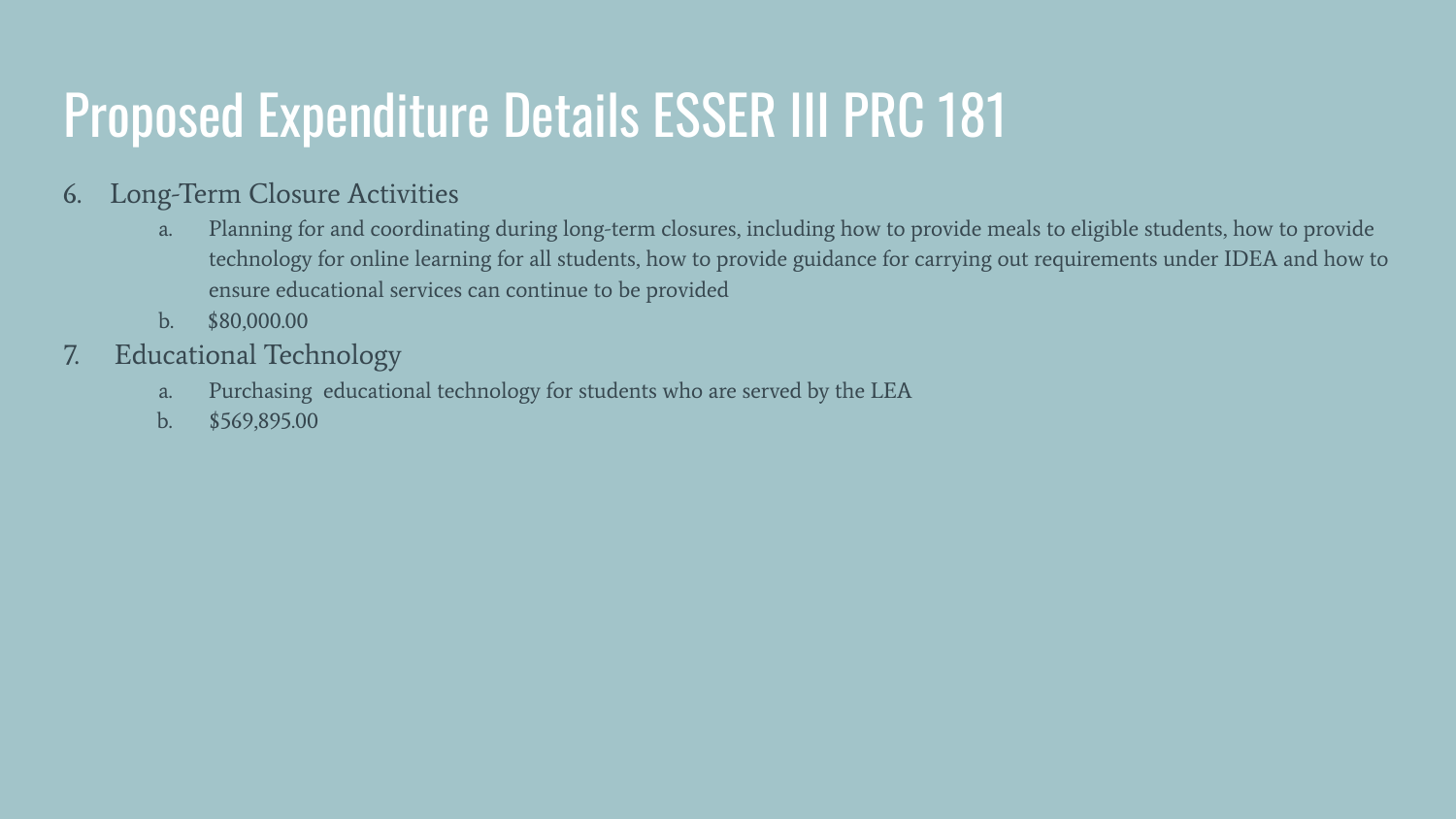# Proposed Expenditure Details ESSER III PRC 181

6. Long-Term Closure Activities
   a. Planning for and coordinating during long-term closures, including how to provide meals to eligible students, how to provide technology for online learning for all students, how to provide guidance for carrying out requirements under IDEA and how to ensure educational services can continue to be provided
   b. $80,000.00
7. Educational Technology
   a. Purchasing educational technology for students who are served by the LEA
   b. $569,895.00